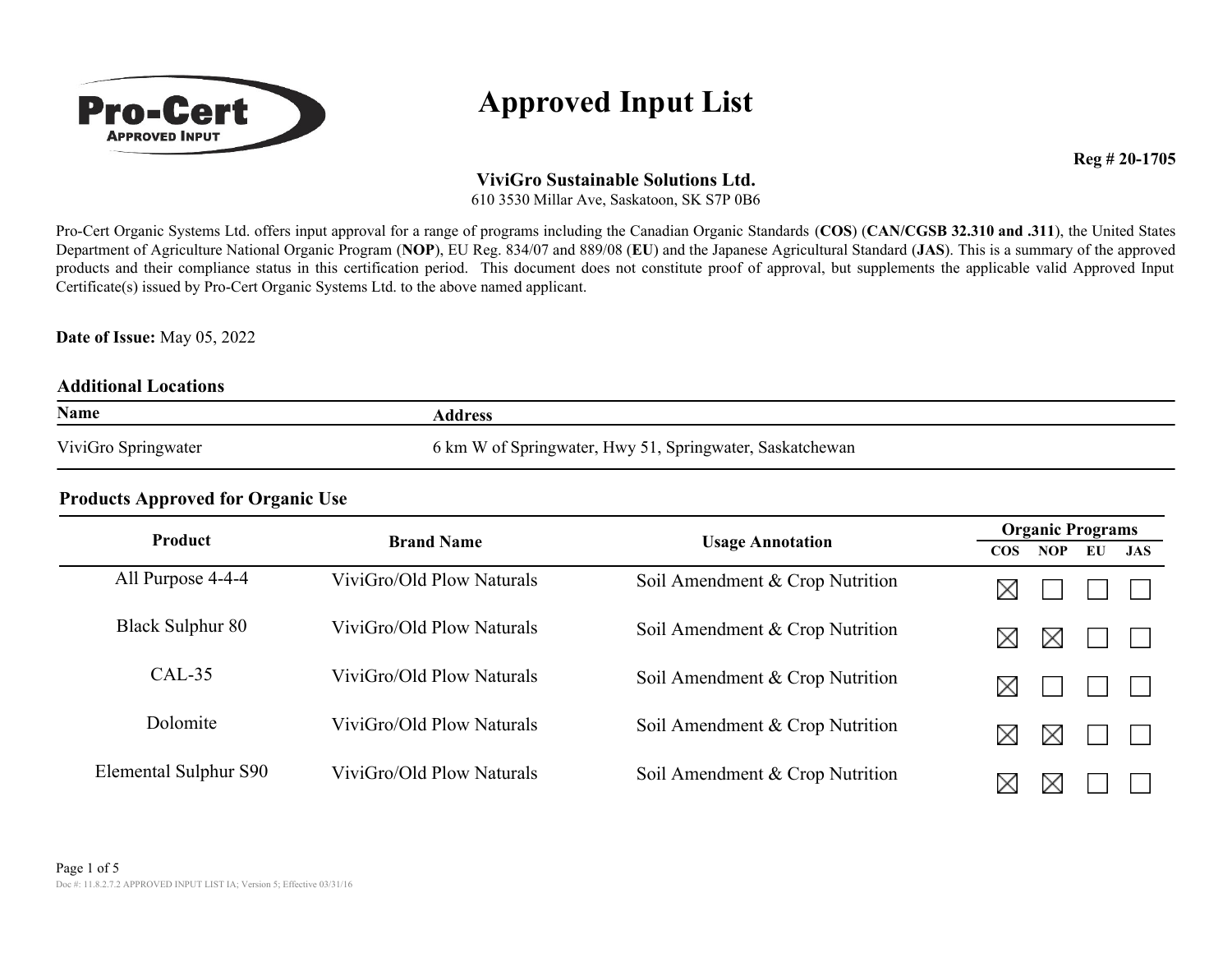Pro-Cert Approved Input

# Approved Input List

**Reg # 20-1705**

**ViviGro Sustainable Solutions Ltd.**
610 3530 Millar Ave, Saskatoon, SK S7P 0B6

Pro-Cert Organic Systems Ltd. offers input approval for a range of programs including the Canadian Organic Standards (**COS**) (**CAN/CGSB 32.310 and .311**), the United States Department of Agriculture National Organic Program (**NOP**), EU Reg. 834/07 and 889/08 (**EU**) and the Japanese Agricultural Standard (**JAS**). This is a summary of the approved products and their compliance status in this certification period. This document does not constitute proof of approval, but supplements the applicable valid Approved Input Certificate(s) issued by Pro-Cert Organic Systems Ltd. to the above named applicant.

**Date of Issue:** May 05, 2022

## Additional Locations

| Name | Address |
|---|---|
| ViviGro Springwater | 6 km W of Springwater, Hwy 51, Springwater, Saskatchewan |

## Products Approved for Organic Use

| Product | Brand Name | Usage Annotation | Organic Programs | | | |
|---|---|---|---|---|---|---|
| | | | COS | NOP | EU | JAS |
| All Purpose 4-4-4 | ViviGro/Old Plow Naturals | Soil Amendment & Crop Nutrition | ☒ | ☐ | ☐ | ☐ |
| Black Sulphur 80 | ViviGro/Old Plow Naturals | Soil Amendment & Crop Nutrition | ☒ | ☒ | ☐ | ☐ |
| CAL-35 | ViviGro/Old Plow Naturals | Soil Amendment & Crop Nutrition | ☒ | ☐ | ☐ | ☐ |
| Dolomite | ViviGro/Old Plow Naturals | Soil Amendment & Crop Nutrition | ☒ | ☒ | ☐ | ☐ |
| Elemental Sulphur S90 | ViviGro/Old Plow Naturals | Soil Amendment & Crop Nutrition | ☒ | ☒ | ☐ | ☐ |

Doc #: 11.8.2.7.2 APPROVED INPUT LIST IA; Version 5; Effective 03/31/16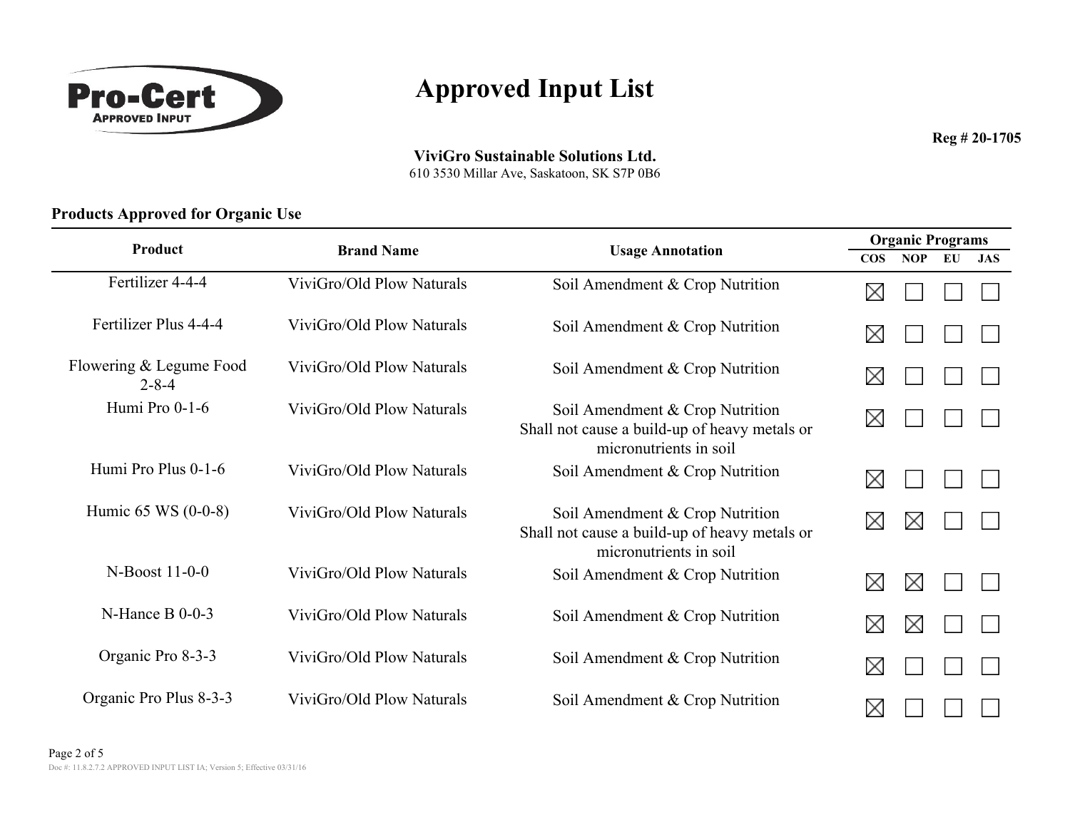Pro-Cert APPROVED INPUT

# Approved Input List

**Reg # 20-1705**

**ViviGro Sustainable Solutions Ltd.**
610 3530 Millar Ave, Saskatoon, SK S7P 0B6

### Products Approved for Organic Use

| Product | Brand Name | Usage Annotation | Organic Programs | | | |
|---|---|---|---|---|---|---|
| | | | COS | NOP | EU | JAS |
| Fertilizer 4-4-4 | ViviGro/Old Plow Naturals | Soil Amendment & Crop Nutrition | ☒ | ☐ | ☐ | ☐ |
| Fertilizer Plus 4-4-4 | ViviGro/Old Plow Naturals | Soil Amendment & Crop Nutrition | ☒ | ☐ | ☐ | ☐ |
| Flowering & Legume Food 2-8-4 | ViviGro/Old Plow Naturals | Soil Amendment & Crop Nutrition | ☒ | ☐ | ☐ | ☐ |
| Humi Pro 0-1-6 | ViviGro/Old Plow Naturals | Soil Amendment & Crop Nutrition<br>Shall not cause a build-up of heavy metals or micronutrients in soil | ☒ | ☐ | ☐ | ☐ |
| Humi Pro Plus 0-1-6 | ViviGro/Old Plow Naturals | Soil Amendment & Crop Nutrition | ☒ | ☐ | ☐ | ☐ |
| Humic 65 WS (0-0-8) | ViviGro/Old Plow Naturals | Soil Amendment & Crop Nutrition<br>Shall not cause a build-up of heavy metals or micronutrients in soil | ☒ | ☒ | ☐ | ☐ |
| N-Boost 11-0-0 | ViviGro/Old Plow Naturals | Soil Amendment & Crop Nutrition | ☒ | ☒ | ☐ | ☐ |
| N-Hance B 0-0-3 | ViviGro/Old Plow Naturals | Soil Amendment & Crop Nutrition | ☒ | ☒ | ☐ | ☐ |
| Organic Pro 8-3-3 | ViviGro/Old Plow Naturals | Soil Amendment & Crop Nutrition | ☒ | ☐ | ☐ | ☐ |
| Organic Pro Plus 8-3-3 | ViviGro/Old Plow Naturals | Soil Amendment & Crop Nutrition | ☒ | ☐ | ☐ | ☐ |

Doc #: 11.8.2.7.2 APPROVED INPUT LIST IA; Version 5; Effective 03/31/16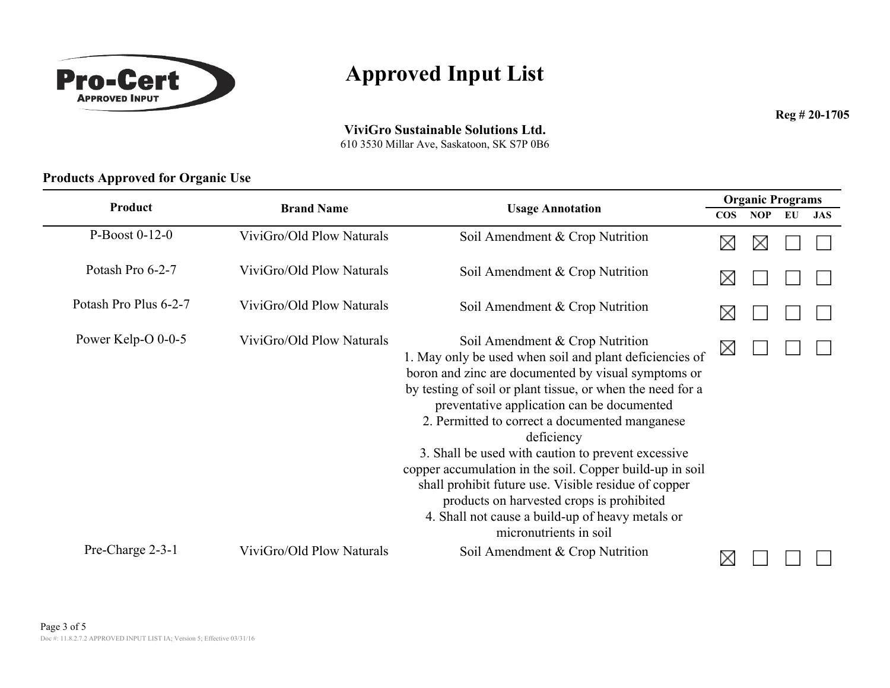# Approved Input List

Pro-Cert Approved Input

**Reg # 20-1705**

**ViviGro Sustainable Solutions Ltd.**
610 3530 Millar Ave, Saskatoon, SK S7P 0B6

**Products Approved for Organic Use**

| Product | Brand Name | Usage Annotation | Organic Programs | | | |
|---|---|---|---|---|---|---|
| | | | COS | NOP | EU | JAS |
| P-Boost 0-12-0 | ViviGro/Old Plow Naturals | Soil Amendment & Crop Nutrition | ☒ | ☒ | ☐ | ☐ |
| Potash Pro 6-2-7 | ViviGro/Old Plow Naturals | Soil Amendment & Crop Nutrition | ☒ | ☐ | ☐ | ☐ |
| Potash Pro Plus 6-2-7 | ViviGro/Old Plow Naturals | Soil Amendment & Crop Nutrition | ☒ | ☐ | ☐ | ☐ |
| Power Kelp-O 0-0-5 | ViviGro/Old Plow Naturals | Soil Amendment & Crop Nutrition<br>1. May only be used when soil and plant deficiencies of boron and zinc are documented by visual symptoms or by testing of soil or plant tissue, or when the need for a preventative application can be documented<br>2. Permitted to correct a documented manganese deficiency<br>3. Shall be used with caution to prevent excessive copper accumulation in the soil. Copper build-up in soil shall prohibit future use. Visible residue of copper products on harvested crops is prohibited<br>4. Shall not cause a build-up of heavy metals or micronutrients in soil | ☒ | ☐ | ☐ | ☐ |
| Pre-Charge 2-3-1 | ViviGro/Old Plow Naturals | Soil Amendment & Crop Nutrition | ☒ | ☐ | ☐ | ☐ |

Doc #: 11.8.2.7.2 APPROVED INPUT LIST IA; Version 5; Effective 03/31/16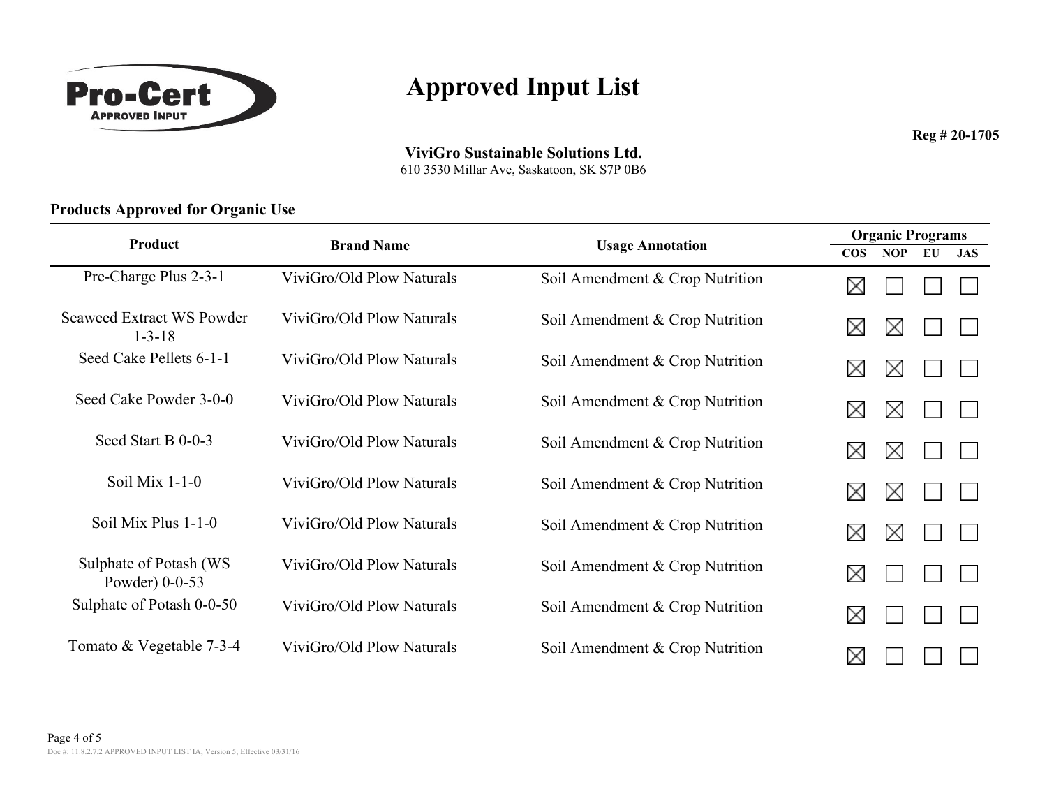**Pro-Cert APPROVED INPUT**

# Approved Input List

**Reg # 20-1705**

**ViviGro Sustainable Solutions Ltd.**
610 3530 Millar Ave, Saskatoon, SK S7P 0B6

## Products Approved for Organic Use

| Product | Brand Name | Usage Annotation | Organic Programs | | | |
|---|---|---|---|---|---|---|
| | | | COS | NOP | EU | JAS |
| Pre-Charge Plus 2-3-1 | ViviGro/Old Plow Naturals | Soil Amendment & Crop Nutrition | ☒ | ☐ | ☐ | ☐ |
| Seaweed Extract WS Powder 1-3-18 | ViviGro/Old Plow Naturals | Soil Amendment & Crop Nutrition | ☒ | ☒ | ☐ | ☐ |
| Seed Cake Pellets 6-1-1 | ViviGro/Old Plow Naturals | Soil Amendment & Crop Nutrition | ☒ | ☒ | ☐ | ☐ |
| Seed Cake Powder 3-0-0 | ViviGro/Old Plow Naturals | Soil Amendment & Crop Nutrition | ☒ | ☒ | ☐ | ☐ |
| Seed Start B 0-0-3 | ViviGro/Old Plow Naturals | Soil Amendment & Crop Nutrition | ☒ | ☒ | ☐ | ☐ |
| Soil Mix 1-1-0 | ViviGro/Old Plow Naturals | Soil Amendment & Crop Nutrition | ☒ | ☒ | ☐ | ☐ |
| Soil Mix Plus 1-1-0 | ViviGro/Old Plow Naturals | Soil Amendment & Crop Nutrition | ☒ | ☒ | ☐ | ☐ |
| Sulphate of Potash (WS Powder) 0-0-53 | ViviGro/Old Plow Naturals | Soil Amendment & Crop Nutrition | ☒ | ☐ | ☐ | ☐ |
| Sulphate of Potash 0-0-50 | ViviGro/Old Plow Naturals | Soil Amendment & Crop Nutrition | ☒ | ☐ | ☐ | ☐ |
| Tomato & Vegetable 7-3-4 | ViviGro/Old Plow Naturals | Soil Amendment & Crop Nutrition | ☒ | ☐ | ☐ | ☐ |

Doc #: 11.8.2.7.2 APPROVED INPUT LIST IA; Version 5; Effective 03/31/16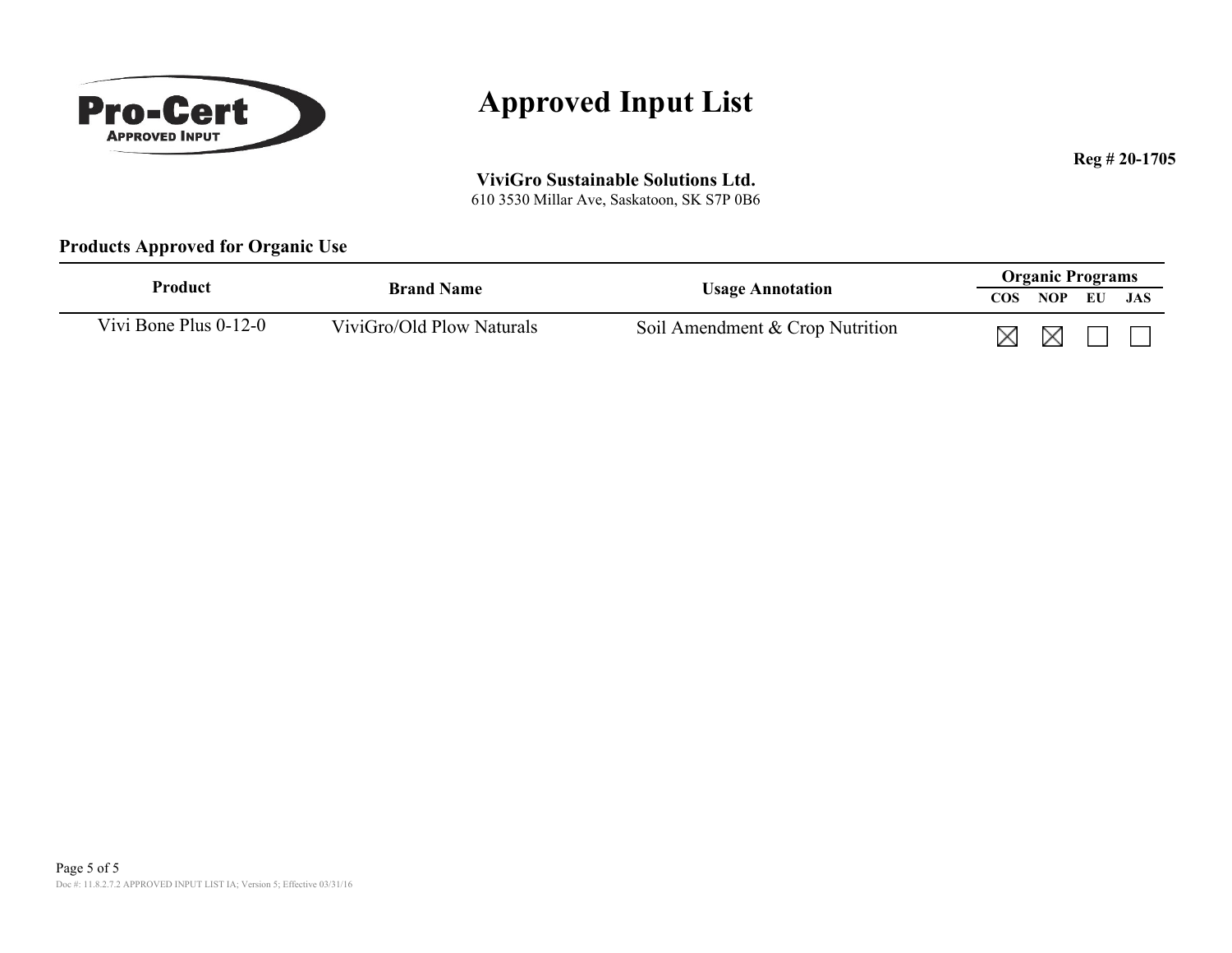# Approved Input List

**Reg # 20-1705**

**ViviGro Sustainable Solutions Ltd.**
610 3530 Millar Ave, Saskatoon, SK S7P 0B6

## Products Approved for Organic Use

| Product | Brand Name | Usage Annotation | Organic Programs | | | |
|---|---|---|---|---|---|---|
| | | | COS | NOP | EU | JAS |
| Vivi Bone Plus 0-12-0 | ViviGro/Old Plow Naturals | Soil Amendment & Crop Nutrition | ☒ | ☒ | ☐ | ☐ |

Doc #: 11.8.2.7.2 APPROVED INPUT LIST IA; Version 5; Effective 03/31/16